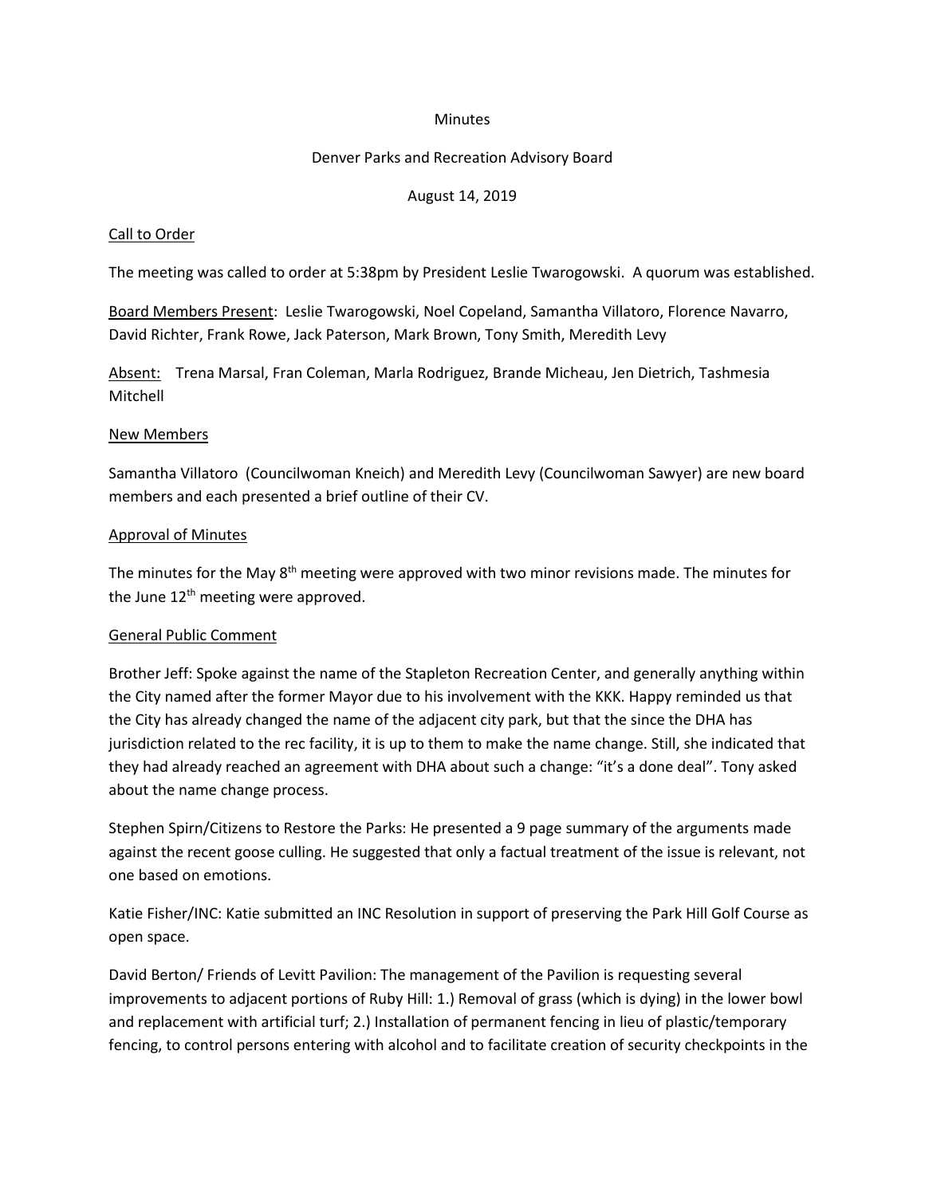Minutes

Denver Parks and Recreation Advisory Board

August 14, 2019

Call to Order

The meeting was called to order at 5:38pm by President Leslie Twarogowski. A quorum was established.

Board Members Present: Leslie Twarogowski, Noel Copeland, Samantha Villatoro, Florence Navarro, David Richter, Frank Rowe, Jack Paterson, Mark Brown, Tony Smith, Meredith Levy

Absent: Trena Marsal, Fran Coleman, Marla Rodriguez, Brande Micheau, Jen Dietrich, Tashmesia Mitchell

New Members

Samantha Villatoro (Councilwoman Kneich) and Meredith Levy (Councilwoman Sawyer) are new board members and each presented a brief outline of their CV.

Approval of Minutes

The minutes for the May 8th meeting were approved with two minor revisions made. The minutes for the June 12th meeting were approved.

General Public Comment

Brother Jeff: Spoke against the name of the Stapleton Recreation Center, and generally anything within the City named after the former Mayor due to his involvement with the KKK. Happy reminded us that the City has already changed the name of the adjacent city park, but that the since the DHA has jurisdiction related to the rec facility, it is up to them to make the name change. Still, she indicated that they had already reached an agreement with DHA about such a change: "it's a done deal". Tony asked about the name change process.

Stephen Spirn/Citizens to Restore the Parks: He presented a 9 page summary of the arguments made against the recent goose culling. He suggested that only a factual treatment of the issue is relevant, not one based on emotions.

Katie Fisher/INC: Katie submitted an INC Resolution in support of preserving the Park Hill Golf Course as open space.

David Berton/ Friends of Levitt Pavilion: The management of the Pavilion is requesting several improvements to adjacent portions of Ruby Hill: 1.) Removal of grass (which is dying) in the lower bowl and replacement with artificial turf; 2.) Installation of permanent fencing in lieu of plastic/temporary fencing, to control persons entering with alcohol and to facilitate creation of security checkpoints in the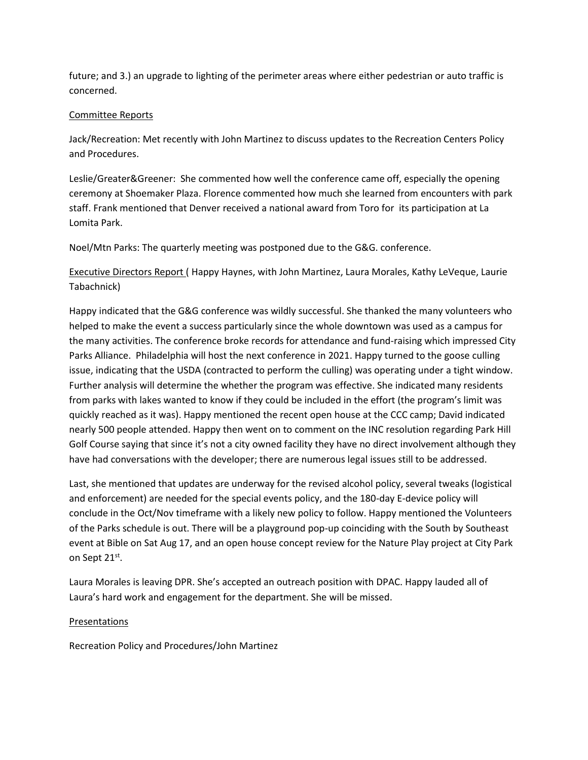future; and 3.) an upgrade to lighting of the perimeter areas where either pedestrian or auto traffic is concerned.

<u>Committee Reports</u>

Jack/Recreation: Met recently with John Martinez to discuss updates to the Recreation Centers Policy and Procedures.

Leslie/Greater&Greener: She commented how well the conference came off, especially the opening ceremony at Shoemaker Plaza. Florence commented how much she learned from encounters with park staff. Frank mentioned that Denver received a national award from Toro for its participation at La Lomita Park.

Noel/Mtn Parks: The quarterly meeting was postponed due to the G&G. conference.

<u>Executive Directors Report</u> ( Happy Haynes, with John Martinez, Laura Morales, Kathy LeVeque, Laurie Tabachnick)

Happy indicated that the G&G conference was wildly successful. She thanked the many volunteers who helped to make the event a success particularly since the whole downtown was used as a campus for the many activities. The conference broke records for attendance and fund-raising which impressed City Parks Alliance. Philadelphia will host the next conference in 2021. Happy turned to the goose culling issue, indicating that the USDA (contracted to perform the culling) was operating under a tight window. Further analysis will determine the whether the program was effective. She indicated many residents from parks with lakes wanted to know if they could be included in the effort (the program's limit was quickly reached as it was). Happy mentioned the recent open house at the CCC camp; David indicated nearly 500 people attended. Happy then went on to comment on the INC resolution regarding Park Hill Golf Course saying that since it's not a city owned facility they have no direct involvement although they have had conversations with the developer; there are numerous legal issues still to be addressed.

Last, she mentioned that updates are underway for the revised alcohol policy, several tweaks (logistical and enforcement) are needed for the special events policy, and the 180-day E-device policy will conclude in the Oct/Nov timeframe with a likely new policy to follow. Happy mentioned the Volunteers of the Parks schedule is out. There will be a playground pop-up coinciding with the South by Southeast event at Bible on Sat Aug 17, and an open house concept review for the Nature Play project at City Park on Sept 21st.

Laura Morales is leaving DPR. She's accepted an outreach position with DPAC. Happy lauded all of Laura's hard work and engagement for the department. She will be missed.

<u>Presentations</u>

Recreation Policy and Procedures/John Martinez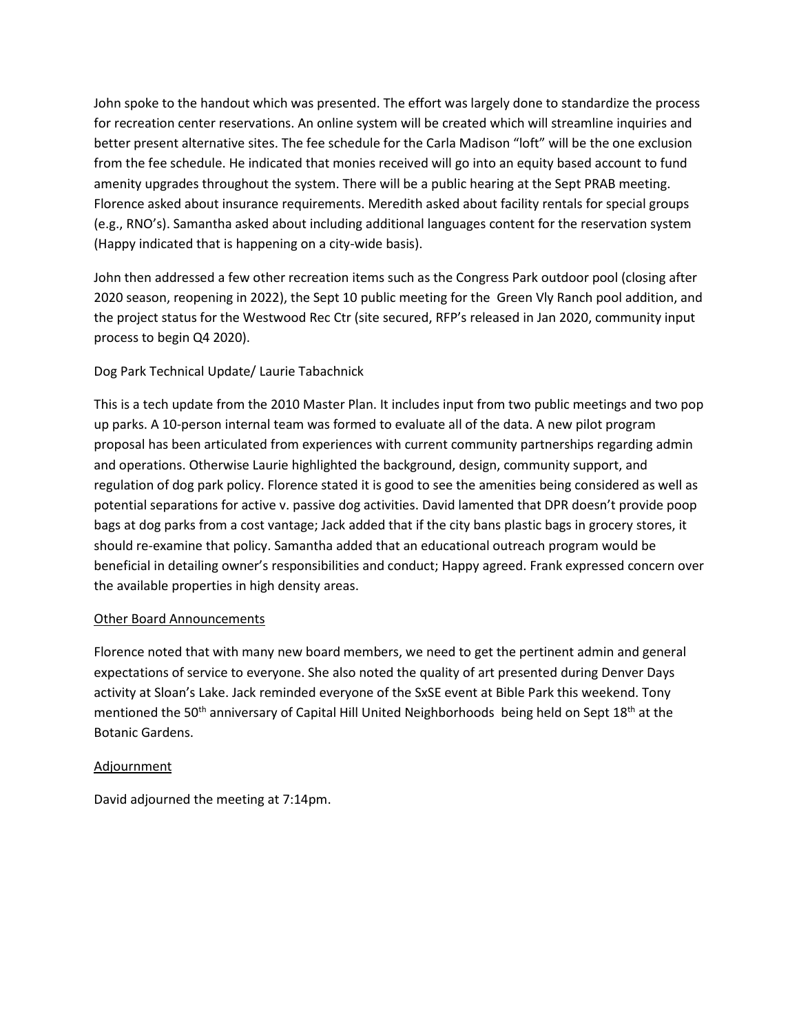John spoke to the handout which was presented. The effort was largely done to standardize the process for recreation center reservations. An online system will be created which will streamline inquiries and better present alternative sites. The fee schedule for the Carla Madison "loft" will be the one exclusion from the fee schedule. He indicated that monies received will go into an equity based account to fund amenity upgrades throughout the system. There will be a public hearing at the Sept PRAB meeting. Florence asked about insurance requirements. Meredith asked about facility rentals for special groups (e.g., RNO's). Samantha asked about including additional languages content for the reservation system (Happy indicated that is happening on a city-wide basis).

John then addressed a few other recreation items such as the Congress Park outdoor pool (closing after 2020 season, reopening in 2022), the Sept 10 public meeting for the Green Vly Ranch pool addition, and the project status for the Westwood Rec Ctr (site secured, RFP's released in Jan 2020, community input process to begin Q4 2020).

Dog Park Technical Update/ Laurie Tabachnick

This is a tech update from the 2010 Master Plan. It includes input from two public meetings and two pop up parks. A 10-person internal team was formed to evaluate all of the data. A new pilot program proposal has been articulated from experiences with current community partnerships regarding admin and operations. Otherwise Laurie highlighted the background, design, community support, and regulation of dog park policy. Florence stated it is good to see the amenities being considered as well as potential separations for active v. passive dog activities. David lamented that DPR doesn't provide poop bags at dog parks from a cost vantage; Jack added that if the city bans plastic bags in grocery stores, it should re-examine that policy. Samantha added that an educational outreach program would be beneficial in detailing owner's responsibilities and conduct; Happy agreed. Frank expressed concern over the available properties in high density areas.

<u>Other Board Announcements</u>

Florence noted that with many new board members, we need to get the pertinent admin and general expectations of service to everyone. She also noted the quality of art presented during Denver Days activity at Sloan's Lake. Jack reminded everyone of the SxSE event at Bible Park this weekend. Tony mentioned the 50th anniversary of Capital Hill United Neighborhoods being held on Sept 18th at the Botanic Gardens.

<u>Adjournment</u>

David adjourned the meeting at 7:14pm.